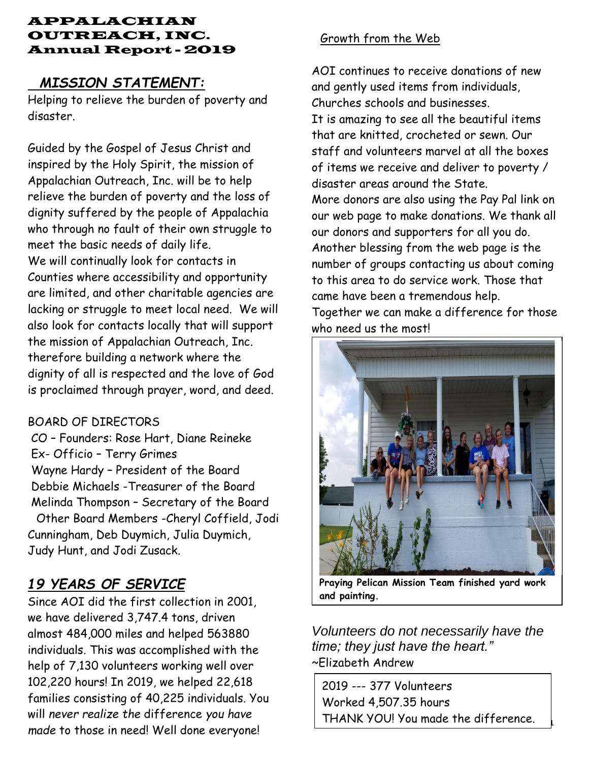# APPALACHIAN OUTREACH, INC.
## Annual Report - 2019

### *MISSION STATEMENT:*

Helping to relieve the burden of poverty and disaster.

Guided by the Gospel of Jesus Christ and inspired by the Holy Spirit, the mission of Appalachian Outreach, Inc. will be to help relieve the burden of poverty and the loss of dignity suffered by the people of Appalachia who through no fault of their own struggle to meet the basic needs of daily life.
We will continually look for contacts in Counties where accessibility and opportunity are limited, and other charitable agencies are lacking or struggle to meet local need. We will also look for contacts locally that will support the mission of Appalachian Outreach, Inc. therefore building a network where the dignity of all is respected and the love of God is proclaimed through prayer, word, and deed.

BOARD OF DIRECTORS
CO – Founders: Rose Hart, Diane Reineke
Ex- Officio – Terry Grimes
Wayne Hardy – President of the Board
Debbie Michaels -Treasurer of the Board
Melinda Thompson – Secretary of the Board
Other Board Members -Cheryl Coffield, Jodi Cunningham, Deb Duymich, Julia Duymich, Judy Hunt, and Jodi Zusack.

### *19 YEARS OF SERVICE*

Since AOI did the first collection in 2001, we have delivered 3,747.4 tons, driven almost 484,000 miles and helped 563880 individuals. This was accomplished with the help of 7,130 volunteers working well over 102,220 hours! In 2019, we helped 22,618 families consisting of 40,225 individuals. You will *never realize the* difference *you have made* to those in need! Well done everyone!

### Growth from the Web

AOI continues to receive donations of new and gently used items from individuals, Churches schools and businesses.
It is amazing to see all the beautiful items that are knitted, crocheted or sewn. Our staff and volunteers marvel at all the boxes of items we receive and deliver to poverty / disaster areas around the State.
More donors are also using the Pay Pal link on our web page to make donations. We thank all our donors and supporters for all you do.
Another blessing from the web page is the number of groups contacting us about coming to this area to do service work. Those that came have been a tremendous help.
Together we can make a difference for those who need us the most!

**Praying Pelican Mission Team finished yard work and painting.**

*Volunteers do not necessarily have the time; they just have the heart."*
~Elizabeth Andrew

2019 --- 377 Volunteers
Worked 4,507.35 hours
THANK YOU! You made the difference.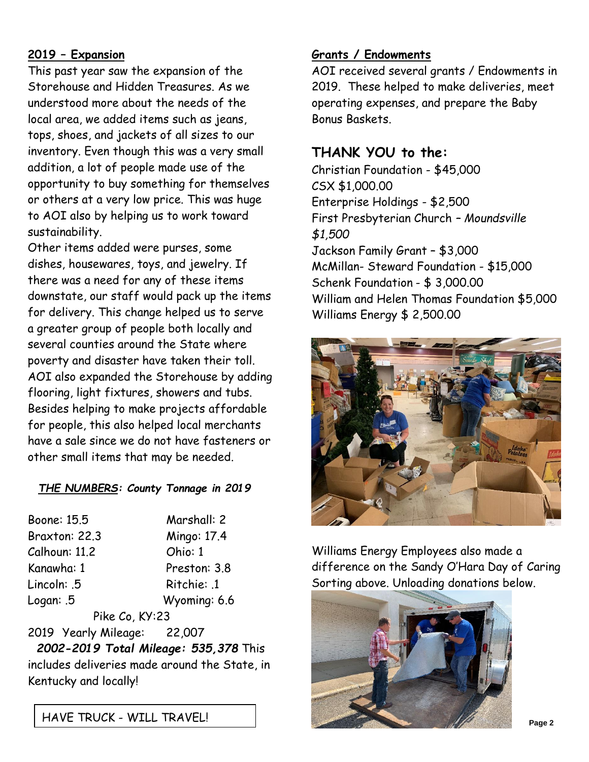## 2019 – Expansion

This past year saw the expansion of the Storehouse and Hidden Treasures. As we understood more about the needs of the local area, we added items such as jeans, tops, shoes, and jackets of all sizes to our inventory. Even though this was a very small addition, a lot of people made use of the opportunity to buy something for themselves or others at a very low price. This was huge to AOI also by helping us to work toward sustainability.

Other items added were purses, some dishes, housewares, toys, and jewelry. If there was a need for any of these items downstate, our staff would pack up the items for delivery. This change helped us to serve a greater group of people both locally and several counties around the State where poverty and disaster have taken their toll. AOI also expanded the Storehouse by adding flooring, light fixtures, showers and tubs. Besides helping to make projects affordable for people, this also helped local merchants have a sale since we do not have fasteners or other small items that may be needed.

***THE NUMBERS*: County Tonnage in 2019**

Boone: 15.5
Braxton: 22.3
Calhoun: 11.2
Kanawha: 1
Lincoln: .5
Logan: .5
Marshall: 2
Mingo: 17.4
Ohio: 1
Preston: 3.8
Ritchie: .1
Wyoming: 6.6
Pike Co, KY:23

2019 Yearly Mileage: 22,007

***2002-2019 Total Mileage: 535,378*** This includes deliveries made around the State, in Kentucky and locally!

HAVE TRUCK - WILL TRAVEL!

## Grants / Endowments

AOI received several grants / Endowments in 2019. These helped to make deliveries, meet operating expenses, and prepare the Baby Bonus Baskets.

### THANK YOU to the:

Christian Foundation - $45,000
CSX $1,000.00
Enterprise Holdings - $2,500
First Presbyterian Church – *Moundsville $1,500*
Jackson Family Grant – $3,000
McMillan- Steward Foundation - $15,000
Schenk Foundation - $ 3,000.00
William and Helen Thomas Foundation $5,000
Williams Energy $ 2,500.00

Williams Energy Employees also made a difference on the Sandy O'Hara Day of Caring Sorting above. Unloading donations below.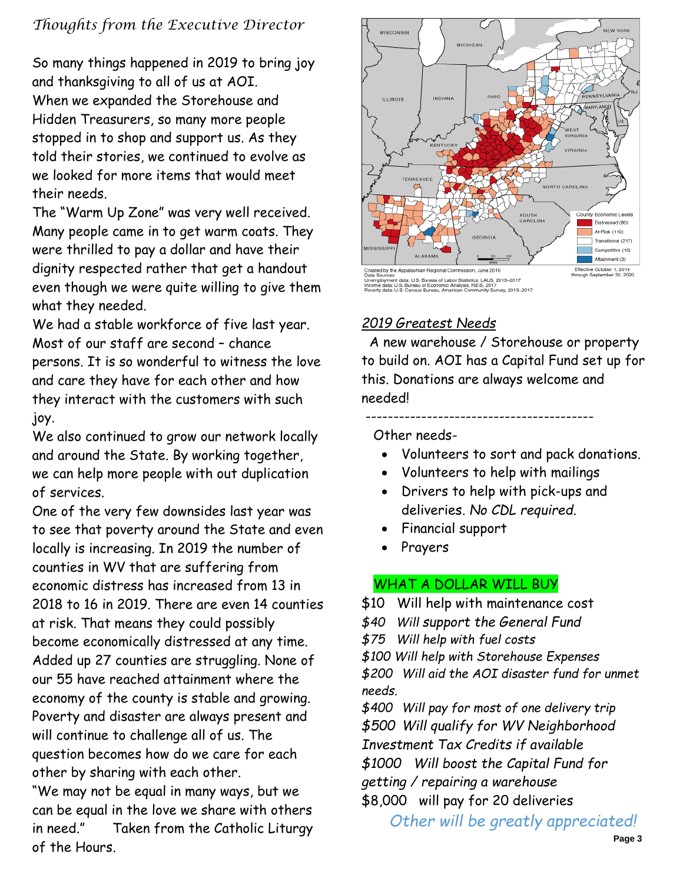## *Thoughts from the Executive Director*

So many things happened in 2019 to bring joy and thanksgiving to all of us at AOI. When we expanded the Storehouse and Hidden Treasurers, so many more people stopped in to shop and support us. As they told their stories, we continued to evolve as we looked for more items that would meet their needs.

The "Warm Up Zone" was very well received. Many people came in to get warm coats. They were thrilled to pay a dollar and have their dignity respected rather that get a handout even though we were quite willing to give them what they needed.

We had a stable workforce of five last year. Most of our staff are second – chance persons. It is so wonderful to witness the love and care they have for each other and how they interact with the customers with such joy.

We also continued to grow our network locally and around the State. By working together, we can help more people with out duplication of services.

One of the very few downsides last year was to see that poverty around the State and even locally is increasing. In 2019 the number of counties in WV that are suffering from economic distress has increased from 13 in 2018 to 16 in 2019. There are even 14 counties at risk. That means they could possibly become economically distressed at any time. Added up 27 counties are struggling. None of our 55 have reached attainment where the economy of the county is stable and growing. Poverty and disaster are always present and will continue to challenge all of us. The question becomes how do we care for each other by sharing with each other.

"We may not be equal in many ways, but we can be equal in the love we share with others in need." Taken from the Catholic Liturgy of the Hours.

County Economic Levels: Distressed (80), At-Risk (110), Transitional (217), Competitive (10), Attainment (3)

Created by the Appalachian Regional Commission, June 2019
Data Sources:
Unemployment data: U.S. Bureau of Labor Statistics, LAUS, 2015–2017
Income data: U.S. Bureau of Economic Analysis, REIS, 2017
Poverty data: U.S. Census Bureau, American Community Survey, 2013–2017

Effective October 1, 2019 through September 30, 2020

## 2019 Greatest Needs

A new warehouse / Storehouse or property to build on. AOI has a Capital Fund set up for this. Donations are always welcome and needed!

---

Other needs-

- Volunteers to sort and pack donations.
- Volunteers to help with mailings
- Drivers to help with pick-ups and deliveries. *No CDL required.*
- Financial support
- Prayers

## WHAT A DOLLAR WILL BUY

$10 Will help with maintenance cost

*$40 Will support the General Fund*

*$75 Will help with fuel costs*

*$100 Will help with Storehouse Expenses*

*$200 Will aid the AOI disaster fund for unmet needs.*

*$400 Will pay for most of one delivery trip*

*$500 Will qualify for WV Neighborhood Investment Tax Credits if available*

*$1000 Will boost the Capital Fund for getting / repairing a warehouse*

$8,000 will pay for 20 deliveries

*Other will be greatly appreciated!*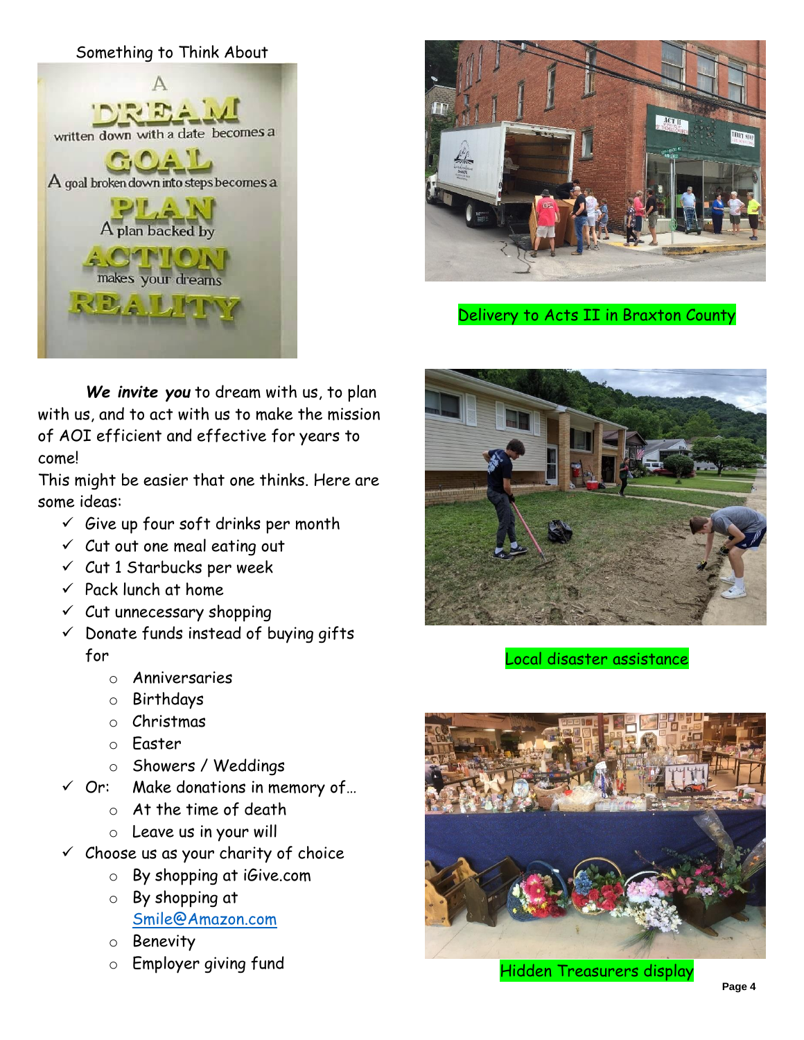Something to Think About

A DREAM written down with a date becomes a GOAL A goal broken down into steps becomes a PLAN A plan backed by ACTION makes your dreams REALITY

***We invite you*** to dream with us, to plan with us, and to act with us to make the mission of AOI efficient and effective for years to come!

This might be easier that one thinks. Here are some ideas:

- ✓ Give up four soft drinks per month
- ✓ Cut out one meal eating out
- ✓ Cut 1 Starbucks per week
- ✓ Pack lunch at home
- ✓ Cut unnecessary shopping
- ✓ Donate funds instead of buying gifts for
  - Anniversaries
  - Birthdays
  - Christmas
  - Easter
  - Showers / Weddings
- ✓ Or: Make donations in memory of…
  - At the time of death
  - Leave us in your will
- ✓ Choose us as your charity of choice
  - By shopping at iGive.com
  - By shopping at Smile@Amazon.com
  - Benevity
  - Employer giving fund

Delivery to Acts II in Braxton County

Local disaster assistance

Hidden Treasurers display